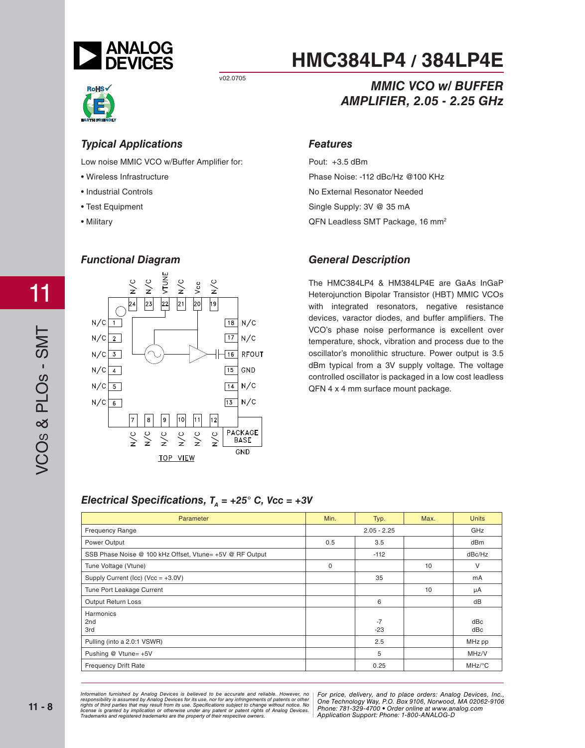# HMC384LP4 / 384LP4E

v02.0705

## MMIC VCO w/ BUFFER AMPLIFIER, 2.05 - 2.25 GHz

### Typical Applications

Low noise MMIC VCO w/Buffer Amplifier for:

- Wireless Infrastructure
- Industrial Controls
- Test Equipment
- Military

### Features

Pout: +3.5 dBm

Phase Noise: -112 dBc/Hz @100 KHz

No External Resonator Needed

Single Supply: 3V @ 35 mA

QFN Leadless SMT Package, 16 mm²

### Functional Diagram

N/C 24, N/C 23, VTUNE 22, N/C 21, Vcc 20, N/C 19

N/C 1, N/C 2, N/C 3, N/C 4, N/C 5, N/C 6

18 N/C, 17 N/C, 16 RFOUT, 15 GND, 14 N/C, 13 N/C

7 N/C, 8 N/C, 9 N/C, 10 N/C, 11 N/C, 12 N/C

PACKAGE BASE GND

TOP VIEW

### General Description

The HMC384LP4 & HM384LP4E are GaAs InGaP Heterojunction Bipolar Transistor (HBT) MMIC VCOs with integrated resonators, negative resistance devices, varactor diodes, and buffer amplifiers. The VCO's phase noise performance is excellent over temperature, shock, vibration and process due to the oscillator's monolithic structure. Power output is 3.5 dBm typical from a 3V supply voltage. The voltage controlled oscillator is packaged in a low cost leadless QFN 4 x 4 mm surface mount package.

### Electrical Specifications, $T_A$ = +25° C, Vcc = +3V

| Parameter | Min. | Typ. | Max. | Units |
|---|---|---|---|---|
| Frequency Range | | 2.05 - 2.25 | | GHz |
| Power Output | 0.5 | 3.5 | | dBm |
| SSB Phase Noise @ 100 kHz Offset, Vtune= +5V @ RF Output | | -112 | | dBc/Hz |
| Tune Voltage (Vtune) | 0 | | 10 | V |
| Supply Current (Icc) (Vcc = +3.0V) | | 35 | | mA |
| Tune Port Leakage Current | | | 10 | µA |
| Output Return Loss | | 6 | | dB |
| Harmonics<br>2nd<br>3rd | | <br>-7<br>-23 | | <br>dBc<br>dBc |
| Pulling (into a 2.0:1 VSWR) | | 2.5 | | MHz pp |
| Pushing @ Vtune= +5V | | 5 | | MHz/V |
| Frequency Drift Rate | | 0.25 | | MHz/°C |

*Information furnished by Analog Devices is believed to be accurate and reliable. However, no responsibility is assumed by Analog Devices for its use, nor for any infringements of patents or other rights of third parties that may result from its use. Specifications subject to change without notice. No license is granted by implication or otherwise under any patent or patent rights of Analog Devices. Trademarks and registered trademarks are the property of their respective owners.*

*For price, delivery, and to place orders: Analog Devices, Inc., One Technology Way, P.O. Box 9106, Norwood, MA 02062-9106 Phone: 781-329-4700 • Order online at www.analog.com Application Support: Phone: 1-800-ANALOG-D*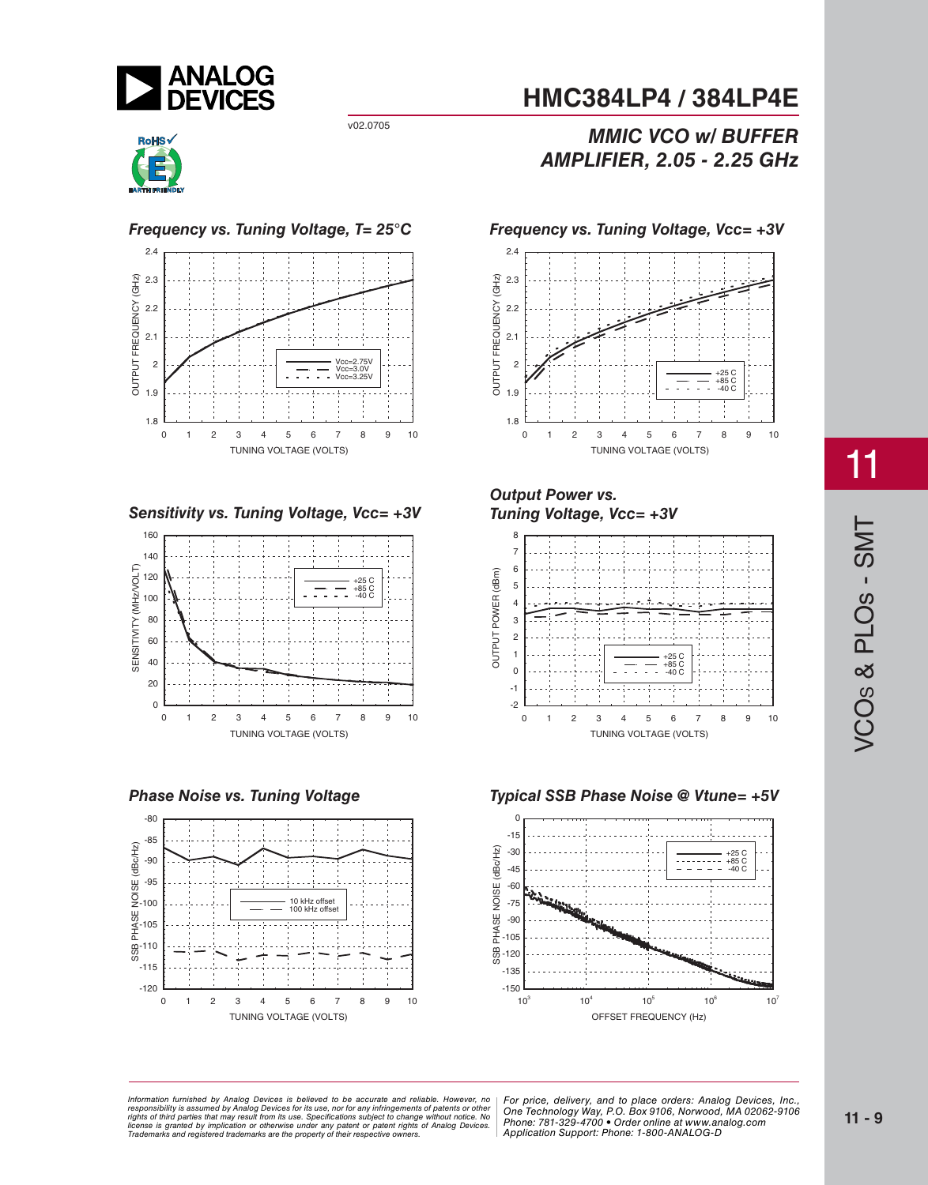# HMC384LP4 / 384LP4E

v02.0705

## MMIC VCO w/ BUFFER AMPLIFIER, 2.05 - 2.25 GHz

### Frequency vs. Tuning Voltage, T= 25°C

OUTPUT FREQUENCY (GHz) vs. TUNING VOLTAGE (VOLTS)

Legend: Vcc=2.75V, Vcc=3.0V, Vcc=3.25V

### Frequency vs. Tuning Voltage, Vcc= +3V

OUTPUT FREQUENCY (GHz) vs. TUNING VOLTAGE (VOLTS)

Legend: +25 C, +85 C, -40 C

### Sensitivity vs. Tuning Voltage, Vcc= +3V

SENSITIVITY (MHz/VOLT) vs. TUNING VOLTAGE (VOLTS)

Legend: +25 C, +85 C, -40 C

### Output Power vs. Tuning Voltage, Vcc= +3V

OUTPUT POWER (dBm) vs. TUNING VOLTAGE (VOLTS)

Legend: +25 C, +85 C, -40 C

### Phase Noise vs. Tuning Voltage

SSB PHASE NOISE (dBc/Hz) vs. TUNING VOLTAGE (VOLTS)

Legend: 10 kHz offset, 100 kHz offset

### Typical SSB Phase Noise @ Vtune= +5V

SSB PHASE NOISE (dBc/Hz) vs. OFFSET FREQUENCY (Hz)

Legend: +25 C, +85 C, -40 C

---

*Information furnished by Analog Devices is believed to be accurate and reliable. However, no responsibility is assumed by Analog Devices for its use, nor for any infringements of patents or other rights of third parties that may result from its use. Specifications subject to change without notice. No license is granted by implication or otherwise under any patent or patent rights of Analog Devices. Trademarks and registered trademarks are the property of their respective owners.*

*For price, delivery, and to place orders: Analog Devices, Inc., One Technology Way, P.O. Box 9106, Norwood, MA 02062-9106 Phone: 781-329-4700 • Order online at www.analog.com Application Support: Phone: 1-800-ANALOG-D*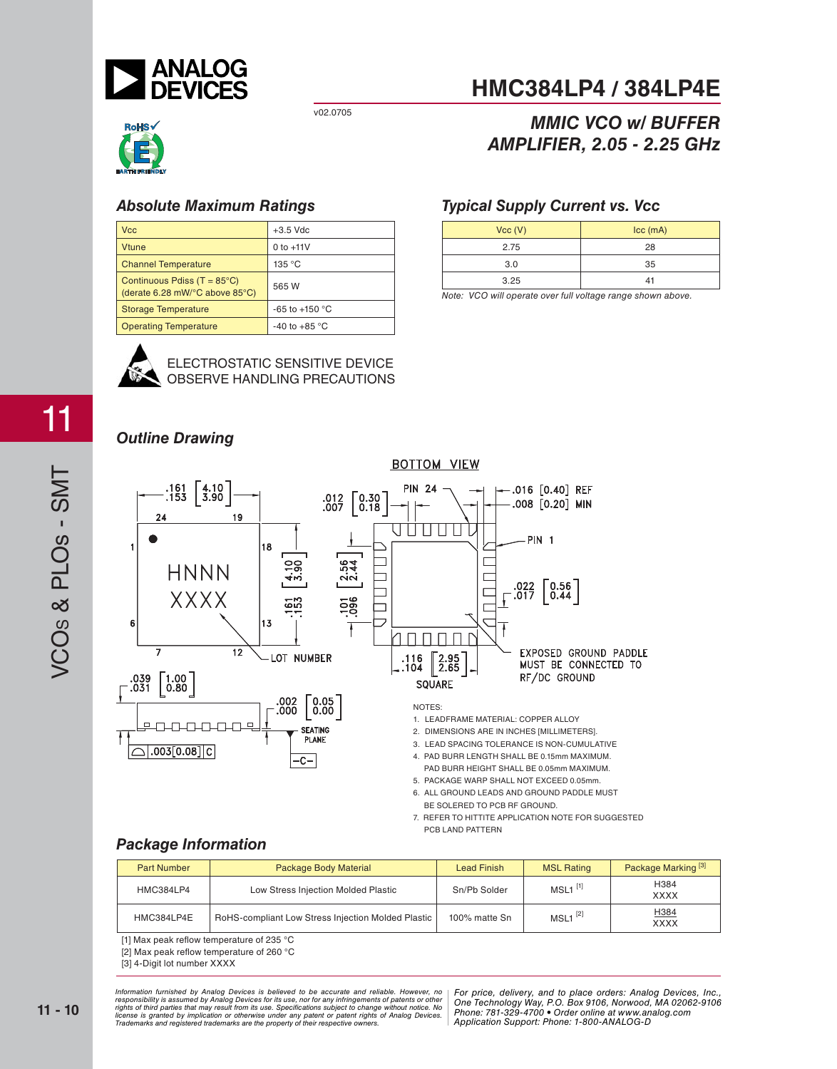# HMC384LP4 / 384LP4E

v02.0705

## MMIC VCO w/ BUFFER AMPLIFIER, 2.05 - 2.25 GHz

### Absolute Maximum Ratings

| Vcc | +3.5 Vdc |
|---|---|
| Vtune | 0 to +11V |
| Channel Temperature | 135 °C |
| Continuous Pdiss (T = 85°C) (derate 6.28 mW/°C above 85°C) | 565 W |
| Storage Temperature | -65 to +150 °C |
| Operating Temperature | -40 to +85 °C |

ELECTROSTATIC SENSITIVE DEVICE
OBSERVE HANDLING PRECAUTIONS

### Typical Supply Current vs. Vcc

| Vcc (V) | Icc (mA) |
|---|---|
| 2.75 | 28 |
| 3.0 | 35 |
| 3.25 | 41 |

Note: VCO will operate over full voltage range shown above.

### Outline Drawing

NOTES:

1. LEADFRAME MATERIAL: COPPER ALLOY
2. DIMENSIONS ARE IN INCHES [MILLIMETERS].
3. LEAD SPACING TOLERANCE IS NON-CUMULATIVE
4. PAD BURR LENGTH SHALL BE 0.15mm MAXIMUM. PAD BURR HEIGHT SHALL BE 0.05mm MAXIMUM.
5. PACKAGE WARP SHALL NOT EXCEED 0.05mm.
6. ALL GROUND LEADS AND GROUND PADDLE MUST BE SOLERED TO PCB RF GROUND.
7. REFER TO HITTITE APPLICATION NOTE FOR SUGGESTED PCB LAND PATTERN

### Package Information

| Part Number | Package Body Material | Lead Finish | MSL Rating | Package Marking [3] |
|---|---|---|---|---|
| HMC384LP4 | Low Stress Injection Molded Plastic | Sn/Pb Solder | MSL1 [1] | H384 XXXX |
| HMC384LP4E | RoHS-compliant Low Stress Injection Molded Plastic | 100% matte Sn | MSL1 [2] | H384 XXXX |

[1] Max peak reflow temperature of 235 °C
[2] Max peak reflow temperature of 260 °C
[3] 4-Digit lot number XXXX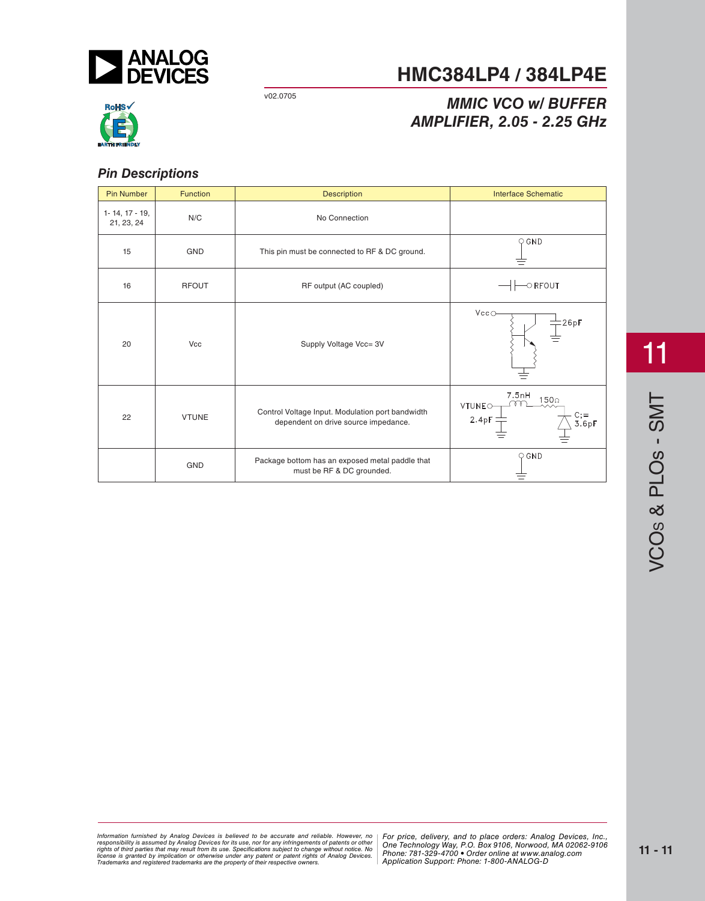## Pin Descriptions

| Pin Number | Function | Description | Interface Schematic |
|---|---|---|---|
| 1- 14, 17 - 19, 21, 23, 24 | N/C | No Connection | |
| 15 | GND | This pin must be connected to RF & DC ground. | |
| 16 | RFOUT | RF output (AC coupled) | |
| 20 | Vcc | Supply Voltage Vcc= 3V | |
| 22 | VTUNE | Control Voltage Input. Modulation port bandwidth dependent on drive source impedance. | |
| | GND | Package bottom has an exposed metal paddle that must be RF & DC grounded. | |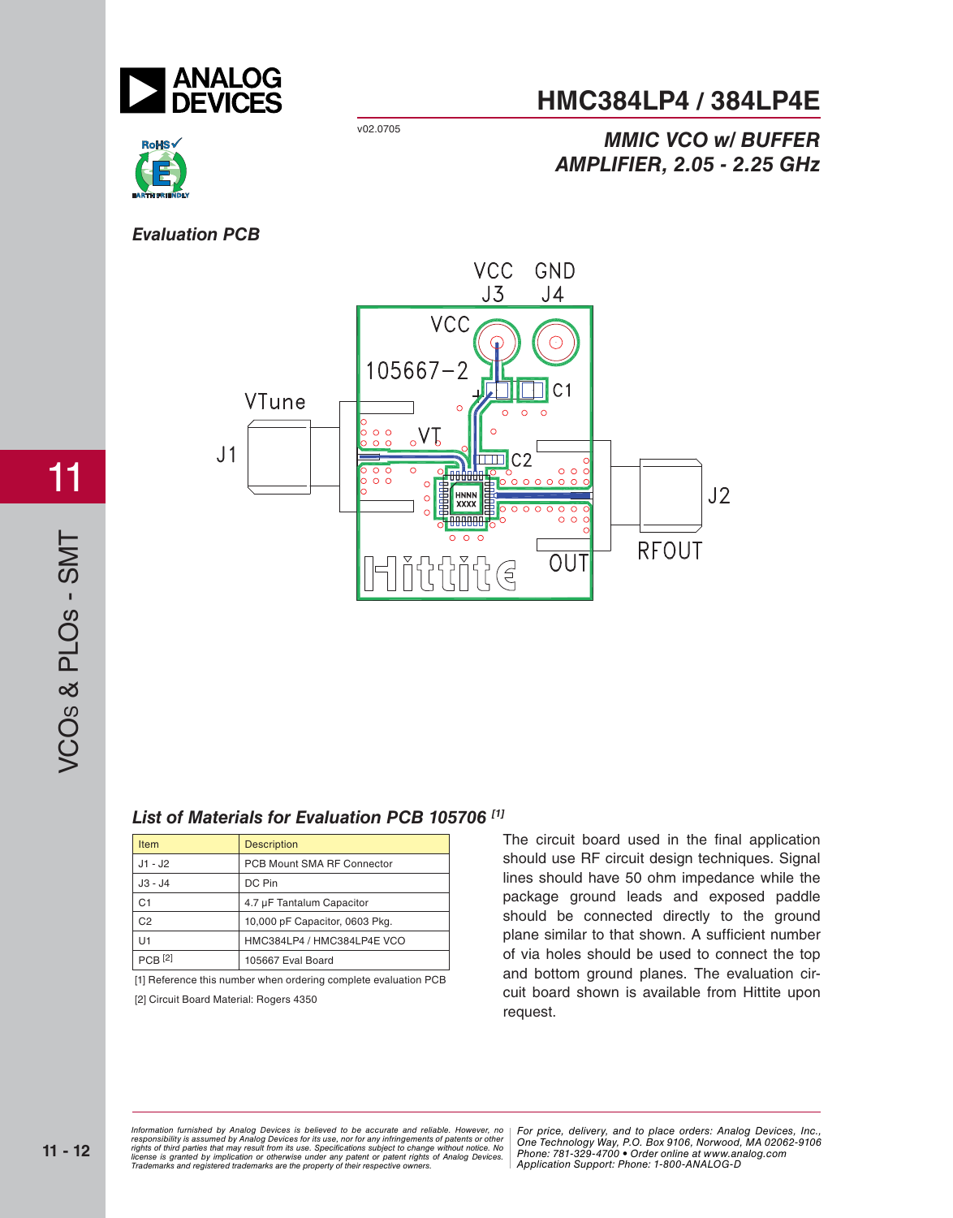## Evaluation PCB

## List of Materials for Evaluation PCB 105706 [1]

| Item | Description |
|---|---|
| J1 - J2 | PCB Mount SMA RF Connector |
| J3 - J4 | DC Pin |
| C1 | 4.7 µF Tantalum Capacitor |
| C2 | 10,000 pF Capacitor, 0603 Pkg. |
| U1 | HMC384LP4 / HMC384LP4E VCO |
| PCB [2] | 105667 Eval Board |

[1] Reference this number when ordering complete evaluation PCB

[2] Circuit Board Material: Rogers 4350

The circuit board used in the final application should use RF circuit design techniques. Signal lines should have 50 ohm impedance while the package ground leads and exposed paddle should be connected directly to the ground plane similar to that shown. A sufficient number of via holes should be used to connect the top and bottom ground planes. The evaluation circuit board shown is available from Hittite upon request.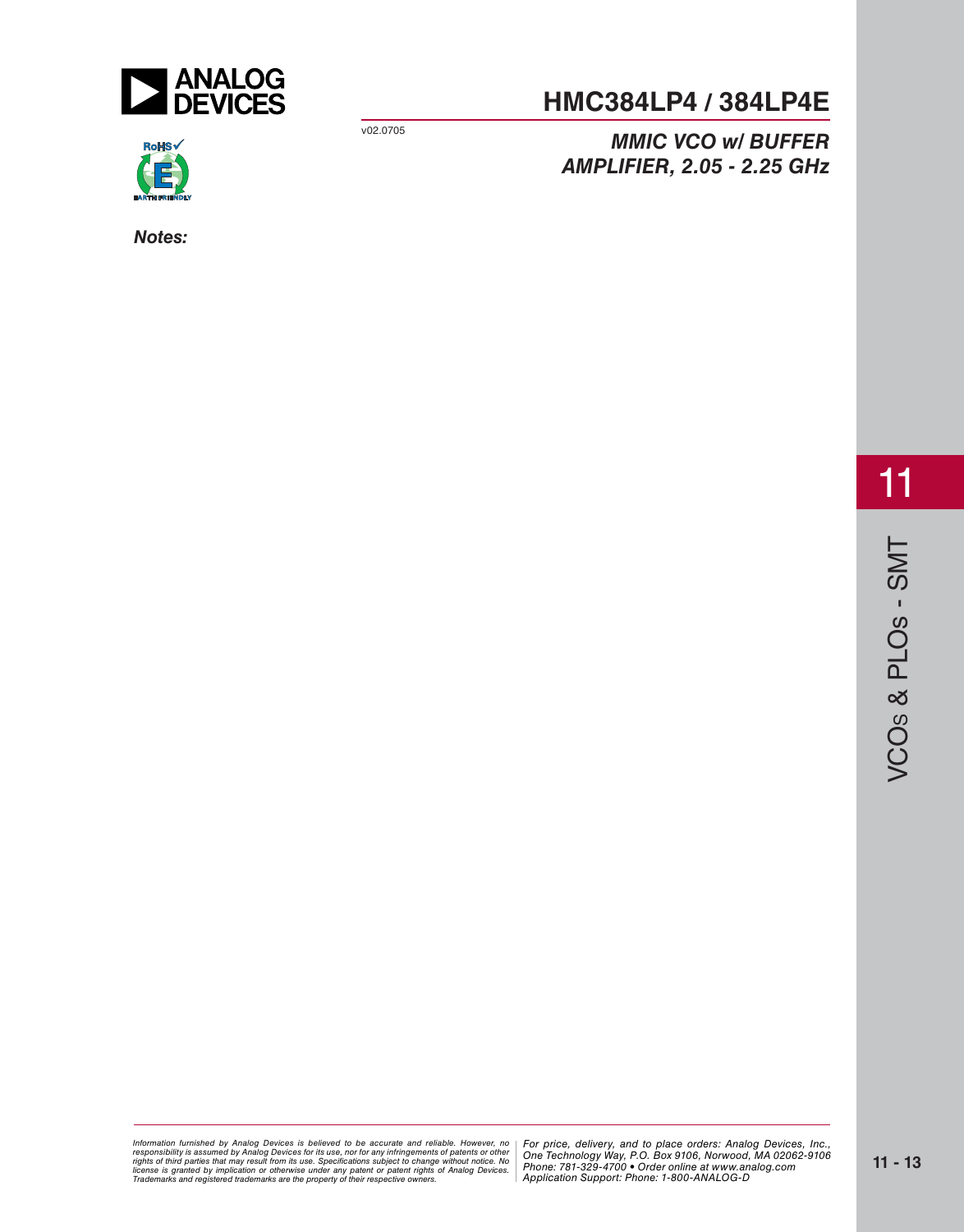**Notes:**